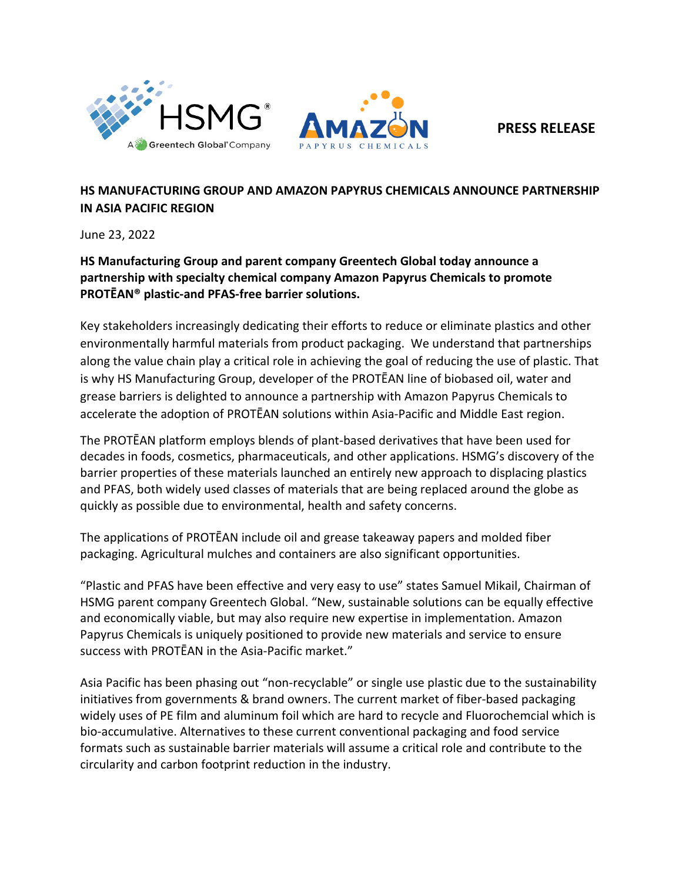HSMG® A Greentech Global® Company

AMAZON PAPYRUS CHEMICALS

**PRESS RELEASE**

## HS MANUFACTURING GROUP AND AMAZON PAPYRUS CHEMICALS ANNOUNCE PARTNERSHIP IN ASIA PACIFIC REGION

June 23, 2022

**HS Manufacturing Group and parent company Greentech Global today announce a partnership with specialty chemical company Amazon Papyrus Chemicals to promote PROTĒAN® plastic-and PFAS-free barrier solutions.**

Key stakeholders increasingly dedicating their efforts to reduce or eliminate plastics and other environmentally harmful materials from product packaging. We understand that partnerships along the value chain play a critical role in achieving the goal of reducing the use of plastic. That is why HS Manufacturing Group, developer of the PROTĒAN line of biobased oil, water and grease barriers is delighted to announce a partnership with Amazon Papyrus Chemicals to accelerate the adoption of PROTĒAN solutions within Asia-Pacific and Middle East region.

The PROTĒAN platform employs blends of plant-based derivatives that have been used for decades in foods, cosmetics, pharmaceuticals, and other applications. HSMG's discovery of the barrier properties of these materials launched an entirely new approach to displacing plastics and PFAS, both widely used classes of materials that are being replaced around the globe as quickly as possible due to environmental, health and safety concerns.

The applications of PROTĒAN include oil and grease takeaway papers and molded fiber packaging. Agricultural mulches and containers are also significant opportunities.

"Plastic and PFAS have been effective and very easy to use" states Samuel Mikail, Chairman of HSMG parent company Greentech Global. "New, sustainable solutions can be equally effective and economically viable, but may also require new expertise in implementation. Amazon Papyrus Chemicals is uniquely positioned to provide new materials and service to ensure success with PROTĒAN in the Asia-Pacific market."

Asia Pacific has been phasing out "non-recyclable" or single use plastic due to the sustainability initiatives from governments & brand owners. The current market of fiber-based packaging widely uses of PE film and aluminum foil which are hard to recycle and Fluorochemcial which is bio-accumulative. Alternatives to these current conventional packaging and food service formats such as sustainable barrier materials will assume a critical role and contribute to the circularity and carbon footprint reduction in the industry.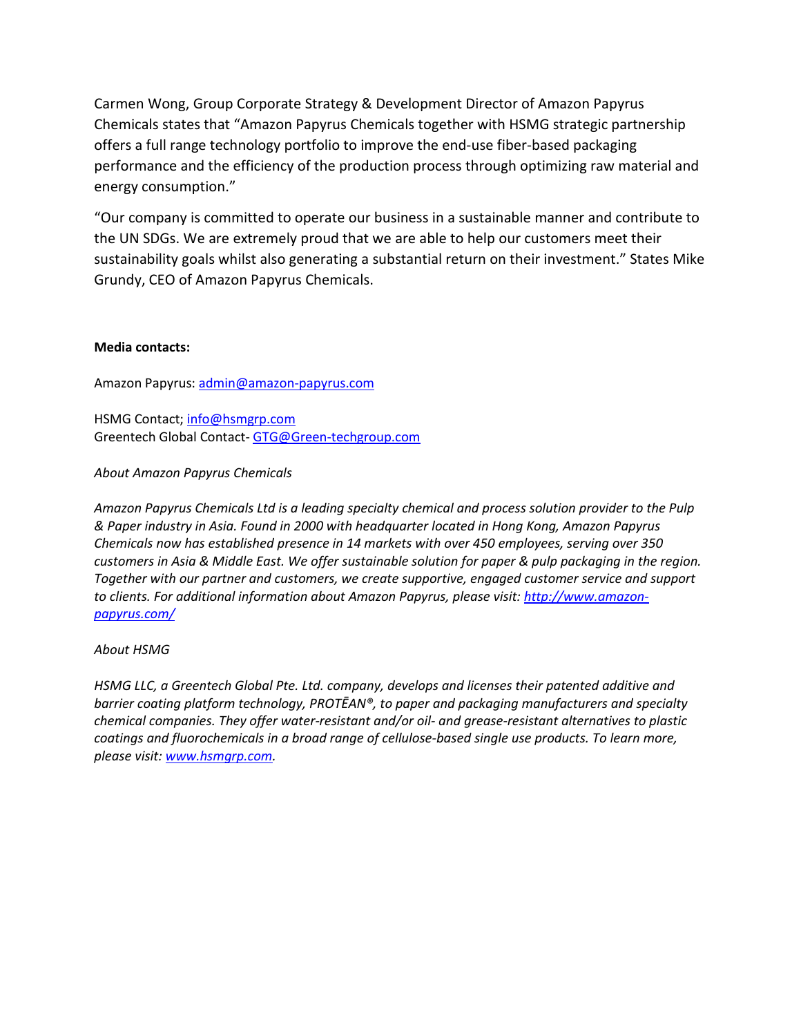Carmen Wong, Group Corporate Strategy & Development Director of Amazon Papyrus Chemicals states that “Amazon Papyrus Chemicals together with HSMG strategic partnership offers a full range technology portfolio to improve the end-use fiber-based packaging performance and the efficiency of the production process through optimizing raw material and energy consumption.”

“Our company is committed to operate our business in a sustainable manner and contribute to the UN SDGs. We are extremely proud that we are able to help our customers meet their sustainability goals whilst also generating a substantial return on their investment.” States Mike Grundy, CEO of Amazon Papyrus Chemicals.

**Media contacts:**

Amazon Papyrus: admin@amazon-papyrus.com

HSMG Contact; info@hsmgrp.com
Greentech Global Contact- GTG@Green-techgroup.com

*About Amazon Papyrus Chemicals*

*Amazon Papyrus Chemicals Ltd is a leading specialty chemical and process solution provider to the Pulp & Paper industry in Asia. Found in 2000 with headquarter located in Hong Kong, Amazon Papyrus Chemicals now has established presence in 14 markets with over 450 employees, serving over 350 customers in Asia & Middle East. We offer sustainable solution for paper & pulp packaging in the region. Together with our partner and customers, we create supportive, engaged customer service and support to clients. For additional information about Amazon Papyrus, please visit: http://www.amazon-papyrus.com/*

*About HSMG*

*HSMG LLC, a Greentech Global Pte. Ltd. company, develops and licenses their patented additive and barrier coating platform technology, PROTĒAN®, to paper and packaging manufacturers and specialty chemical companies. They offer water-resistant and/or oil- and grease-resistant alternatives to plastic coatings and fluorochemicals in a broad range of cellulose-based single use products. To learn more, please visit: www.hsmgrp.com.*